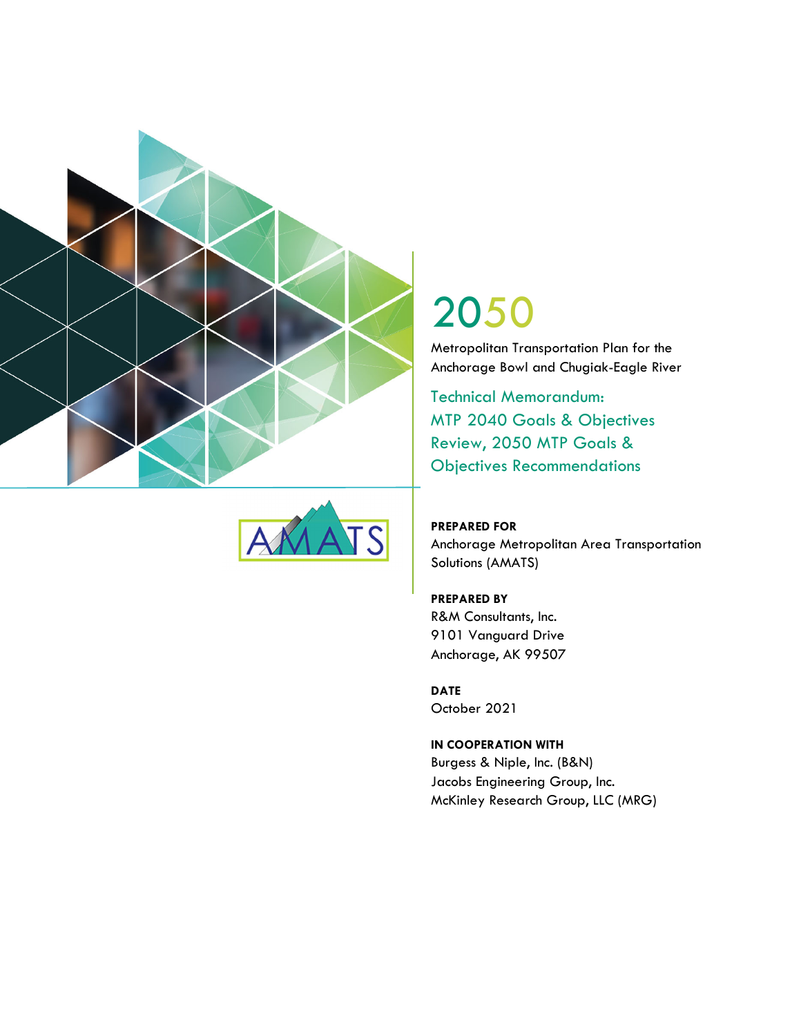# 2050

Metropolitan Transportation Plan for the Anchorage Bowl and Chugiak-Eagle River

## Technical Memorandum: MTP 2040 Goals & Objectives Review, 2050 MTP Goals & Objectives Recommendations

**PREPARED FOR**
Anchorage Metropolitan Area Transportation Solutions (AMATS)

**PREPARED BY**
R&M Consultants, Inc.
9101 Vanguard Drive
Anchorage, AK 99507

**DATE**
October 2021

**IN COOPERATION WITH**
Burgess & Niple, Inc. (B&N)
Jacobs Engineering Group, Inc.
McKinley Research Group, LLC (MRG)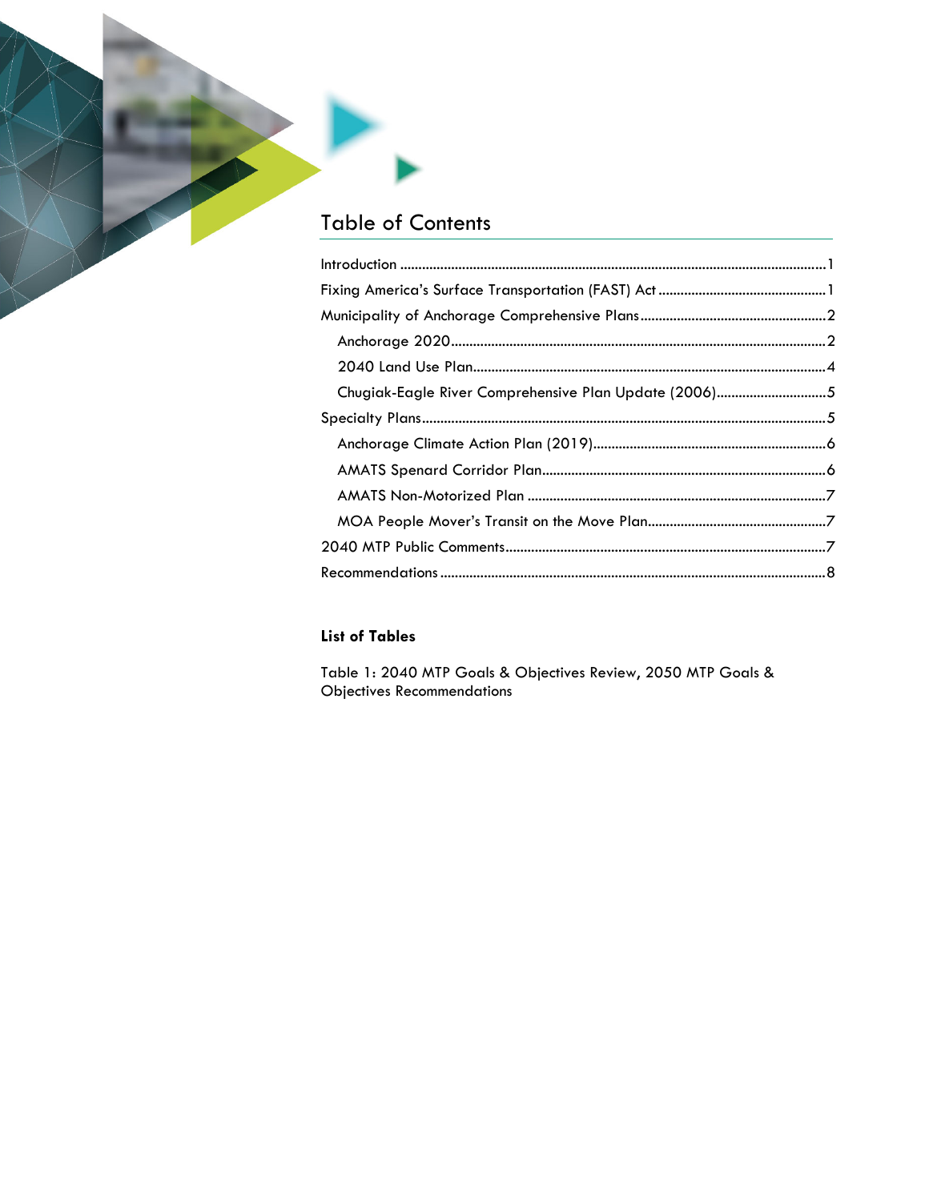# Table of Contents

Introduction ........................................................................................................................1

Fixing America's Surface Transportation (FAST) Act ...............................................1

Municipality of Anchorage Comprehensive Plans......................................................2

- Anchorage 2020.........................................................................................................2
- 2040 Land Use Plan.....................................................................................................4
- Chugiak-Eagle River Comprehensive Plan Update (2006)...................................5

Specialty Plans....................................................................................................................5

- Anchorage Climate Action Plan (2019)....................................................................6
- AMATS Spenard Corridor Plan.................................................................................6
- AMATS Non-Motorized Plan ....................................................................................7
- MOA People Mover's Transit on the Move Plan.....................................................7

2040 MTP Public Comments..............................................................................................7

Recommendations...............................................................................................................8

**List of Tables**

Table 1: 2040 MTP Goals & Objectives Review, 2050 MTP Goals & Objectives Recommendations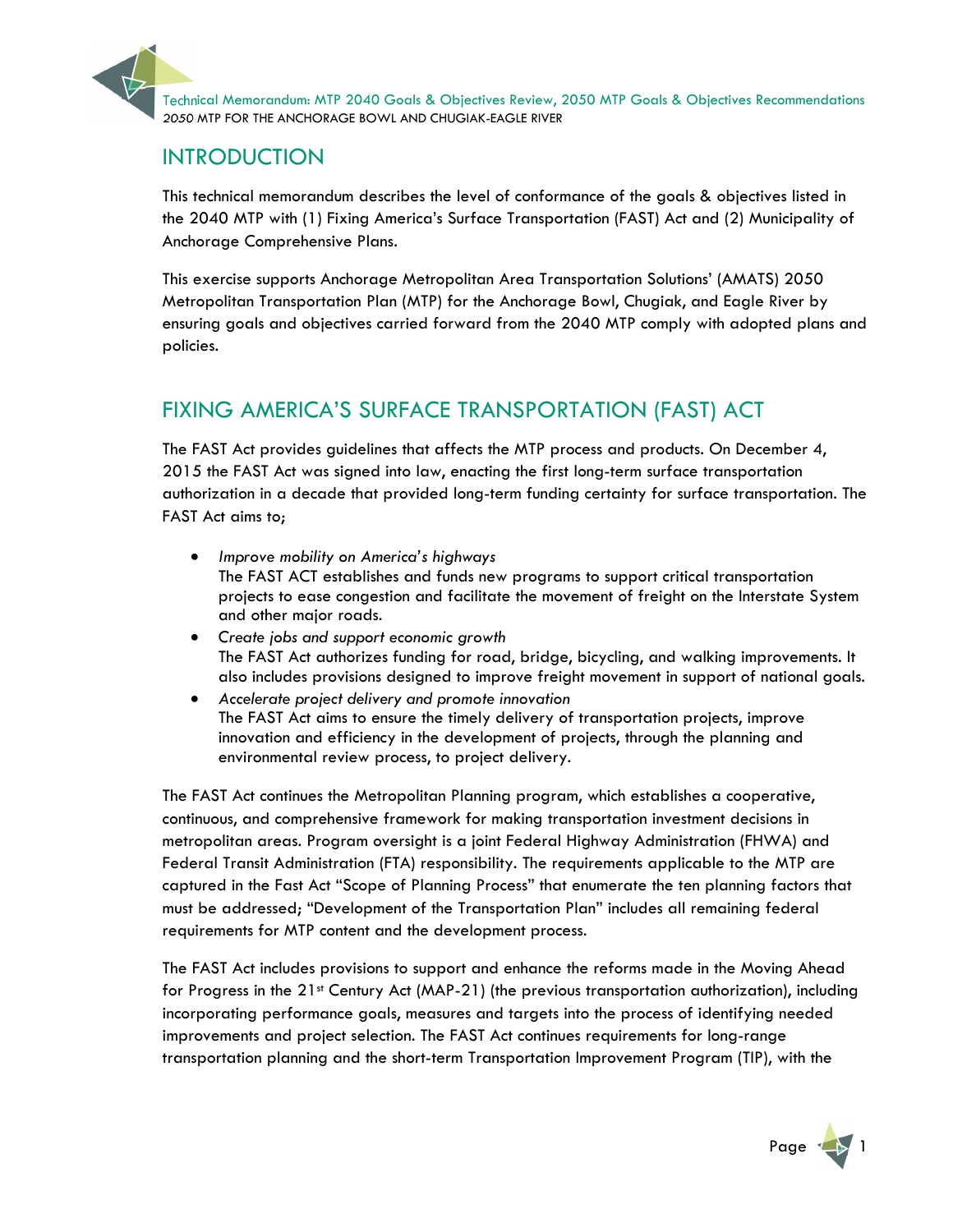## INTRODUCTION

This technical memorandum describes the level of conformance of the goals & objectives listed in the 2040 MTP with (1) Fixing America's Surface Transportation (FAST) Act and (2) Municipality of Anchorage Comprehensive Plans.

This exercise supports Anchorage Metropolitan Area Transportation Solutions' (AMATS) 2050 Metropolitan Transportation Plan (MTP) for the Anchorage Bowl, Chugiak, and Eagle River by ensuring goals and objectives carried forward from the 2040 MTP comply with adopted plans and policies.

## FIXING AMERICA'S SURFACE TRANSPORTATION (FAST) ACT

The FAST Act provides guidelines that affects the MTP process and products. On December 4, 2015 the FAST Act was signed into law, enacting the first long-term surface transportation authorization in a decade that provided long-term funding certainty for surface transportation. The FAST Act aims to;

- *Improve mobility on America's highways*
  The FAST ACT establishes and funds new programs to support critical transportation projects to ease congestion and facilitate the movement of freight on the Interstate System and other major roads.
- *Create jobs and support economic growth*
  The FAST Act authorizes funding for road, bridge, bicycling, and walking improvements. It also includes provisions designed to improve freight movement in support of national goals.
- *Accelerate project delivery and promote innovation*
  The FAST Act aims to ensure the timely delivery of transportation projects, improve innovation and efficiency in the development of projects, through the planning and environmental review process, to project delivery.

The FAST Act continues the Metropolitan Planning program, which establishes a cooperative, continuous, and comprehensive framework for making transportation investment decisions in metropolitan areas. Program oversight is a joint Federal Highway Administration (FHWA) and Federal Transit Administration (FTA) responsibility. The requirements applicable to the MTP are captured in the Fast Act "Scope of Planning Process" that enumerate the ten planning factors that must be addressed; "Development of the Transportation Plan" includes all remaining federal requirements for MTP content and the development process.

The FAST Act includes provisions to support and enhance the reforms made in the Moving Ahead for Progress in the 21st Century Act (MAP-21) (the previous transportation authorization), including incorporating performance goals, measures and targets into the process of identifying needed improvements and project selection. The FAST Act continues requirements for long-range transportation planning and the short-term Transportation Improvement Program (TIP), with the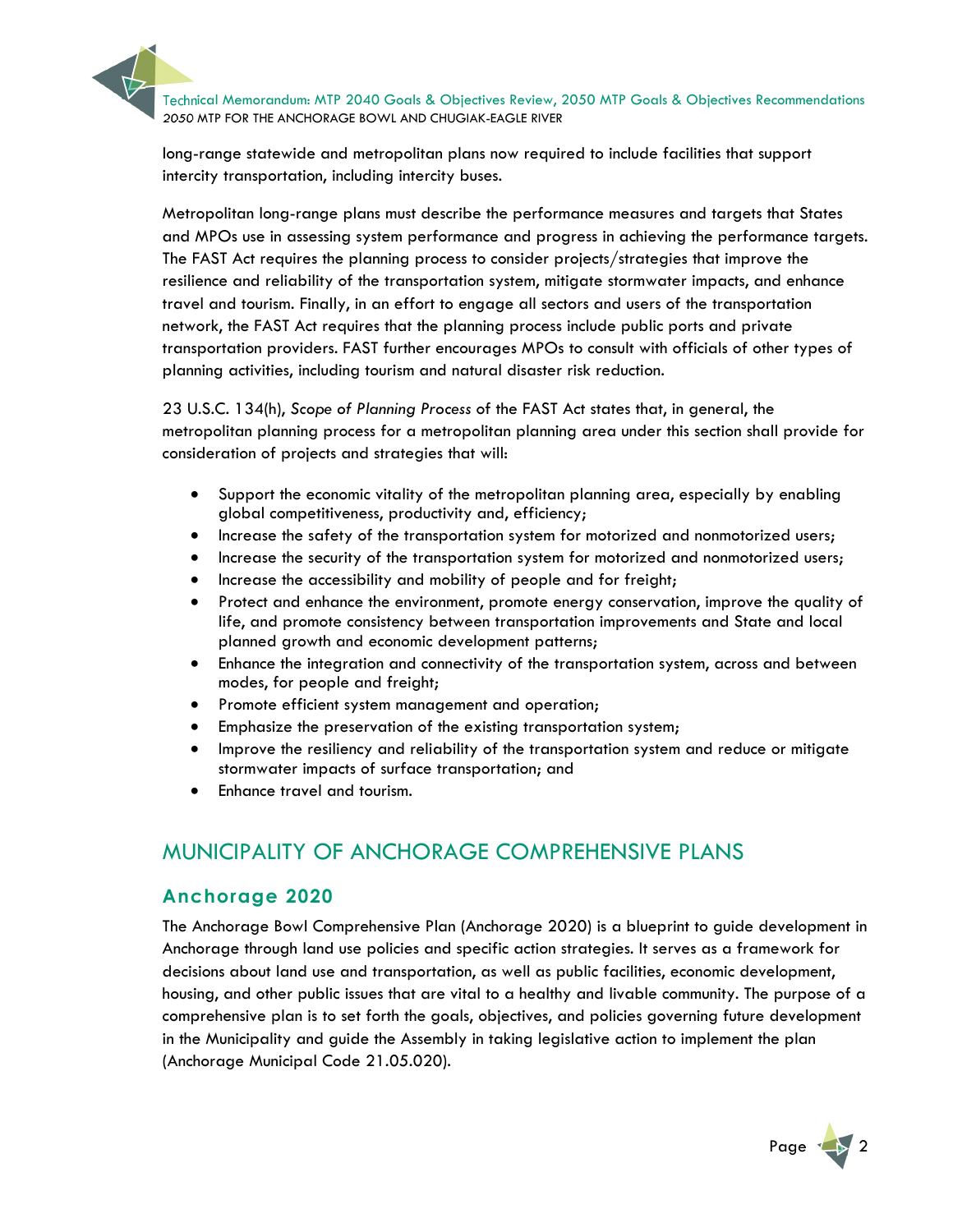long-range statewide and metropolitan plans now required to include facilities that support intercity transportation, including intercity buses.

Metropolitan long-range plans must describe the performance measures and targets that States and MPOs use in assessing system performance and progress in achieving the performance targets. The FAST Act requires the planning process to consider projects/strategies that improve the resilience and reliability of the transportation system, mitigate stormwater impacts, and enhance travel and tourism. Finally, in an effort to engage all sectors and users of the transportation network, the FAST Act requires that the planning process include public ports and private transportation providers. FAST further encourages MPOs to consult with officials of other types of planning activities, including tourism and natural disaster risk reduction.

23 U.S.C. 134(h), *Scope of Planning Process* of the FAST Act states that, in general, the metropolitan planning process for a metropolitan planning area under this section shall provide for consideration of projects and strategies that will:

- Support the economic vitality of the metropolitan planning area, especially by enabling global competitiveness, productivity and, efficiency;
- Increase the safety of the transportation system for motorized and nonmotorized users;
- Increase the security of the transportation system for motorized and nonmotorized users;
- Increase the accessibility and mobility of people and for freight;
- Protect and enhance the environment, promote energy conservation, improve the quality of life, and promote consistency between transportation improvements and State and local planned growth and economic development patterns;
- Enhance the integration and connectivity of the transportation system, across and between modes, for people and freight;
- Promote efficient system management and operation;
- Emphasize the preservation of the existing transportation system;
- Improve the resiliency and reliability of the transportation system and reduce or mitigate stormwater impacts of surface transportation; and
- Enhance travel and tourism.

## MUNICIPALITY OF ANCHORAGE COMPREHENSIVE PLANS

### Anchorage 2020

The Anchorage Bowl Comprehensive Plan (Anchorage 2020) is a blueprint to guide development in Anchorage through land use policies and specific action strategies. It serves as a framework for decisions about land use and transportation, as well as public facilities, economic development, housing, and other public issues that are vital to a healthy and livable community. The purpose of a comprehensive plan is to set forth the goals, objectives, and policies governing future development in the Municipality and guide the Assembly in taking legislative action to implement the plan (Anchorage Municipal Code 21.05.020).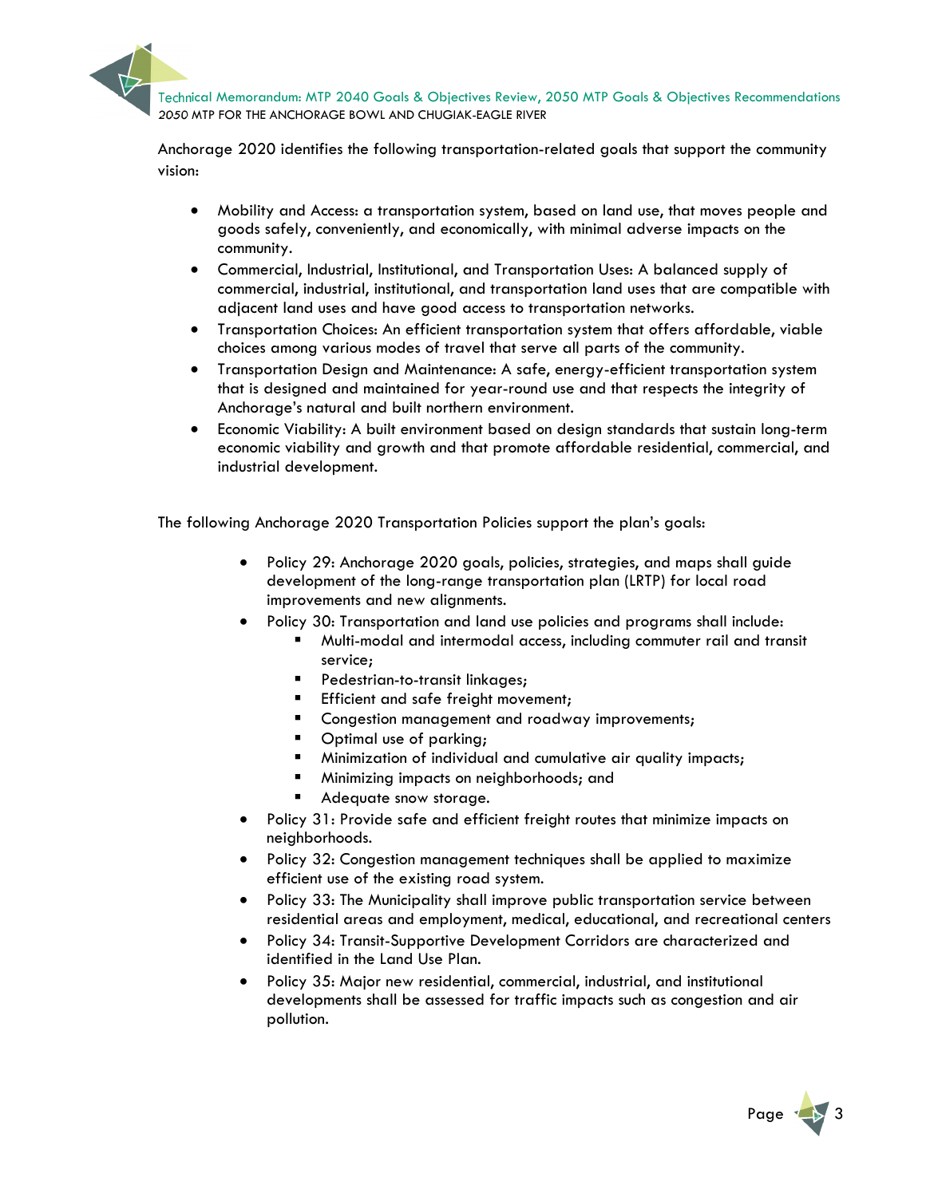Anchorage 2020 identifies the following transportation-related goals that support the community vision:

- Mobility and Access: a transportation system, based on land use, that moves people and goods safely, conveniently, and economically, with minimal adverse impacts on the community.
- Commercial, Industrial, Institutional, and Transportation Uses: A balanced supply of commercial, industrial, institutional, and transportation land uses that are compatible with adjacent land uses and have good access to transportation networks.
- Transportation Choices: An efficient transportation system that offers affordable, viable choices among various modes of travel that serve all parts of the community.
- Transportation Design and Maintenance: A safe, energy-efficient transportation system that is designed and maintained for year-round use and that respects the integrity of Anchorage's natural and built northern environment.
- Economic Viability: A built environment based on design standards that sustain long-term economic viability and growth and that promote affordable residential, commercial, and industrial development.

The following Anchorage 2020 Transportation Policies support the plan's goals:

- Policy 29: Anchorage 2020 goals, policies, strategies, and maps shall guide development of the long-range transportation plan (LRTP) for local road improvements and new alignments.
- Policy 30: Transportation and land use policies and programs shall include:
  - Multi-modal and intermodal access, including commuter rail and transit service;
  - Pedestrian-to-transit linkages;
  - Efficient and safe freight movement;
  - Congestion management and roadway improvements;
  - Optimal use of parking;
  - Minimization of individual and cumulative air quality impacts;
  - Minimizing impacts on neighborhoods; and
  - Adequate snow storage.
- Policy 31: Provide safe and efficient freight routes that minimize impacts on neighborhoods.
- Policy 32: Congestion management techniques shall be applied to maximize efficient use of the existing road system.
- Policy 33: The Municipality shall improve public transportation service between residential areas and employment, medical, educational, and recreational centers
- Policy 34: Transit-Supportive Development Corridors are characterized and identified in the Land Use Plan.
- Policy 35: Major new residential, commercial, industrial, and institutional developments shall be assessed for traffic impacts such as congestion and air pollution.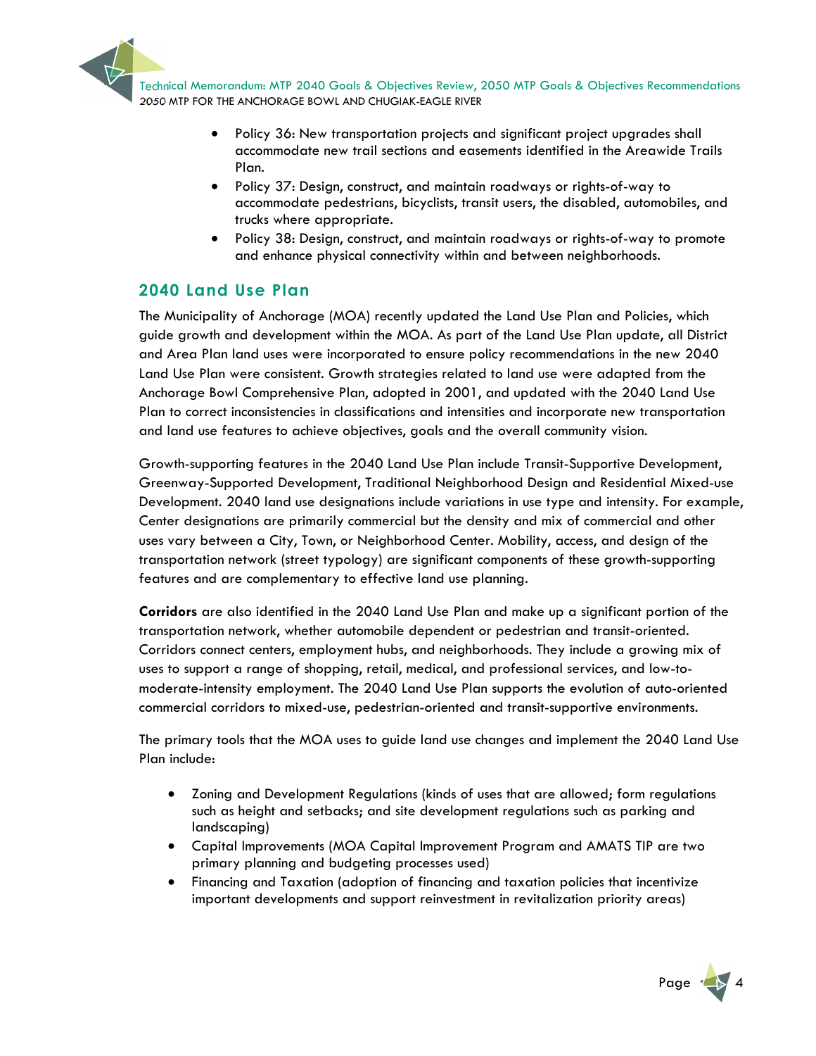- Policy 36: New transportation projects and significant project upgrades shall accommodate new trail sections and easements identified in the Areawide Trails Plan.
- Policy 37: Design, construct, and maintain roadways or rights-of-way to accommodate pedestrians, bicyclists, transit users, the disabled, automobiles, and trucks where appropriate.
- Policy 38: Design, construct, and maintain roadways or rights-of-way to promote and enhance physical connectivity within and between neighborhoods.

## 2040 Land Use Plan

The Municipality of Anchorage (MOA) recently updated the Land Use Plan and Policies, which guide growth and development within the MOA. As part of the Land Use Plan update, all District and Area Plan land uses were incorporated to ensure policy recommendations in the new 2040 Land Use Plan were consistent. Growth strategies related to land use were adapted from the Anchorage Bowl Comprehensive Plan, adopted in 2001, and updated with the 2040 Land Use Plan to correct inconsistencies in classifications and intensities and incorporate new transportation and land use features to achieve objectives, goals and the overall community vision.

Growth-supporting features in the 2040 Land Use Plan include Transit-Supportive Development, Greenway-Supported Development, Traditional Neighborhood Design and Residential Mixed-use Development. 2040 land use designations include variations in use type and intensity. For example, Center designations are primarily commercial but the density and mix of commercial and other uses vary between a City, Town, or Neighborhood Center. Mobility, access, and design of the transportation network (street typology) are significant components of these growth-supporting features and are complementary to effective land use planning.

**Corridors** are also identified in the 2040 Land Use Plan and make up a significant portion of the transportation network, whether automobile dependent or pedestrian and transit-oriented. Corridors connect centers, employment hubs, and neighborhoods. They include a growing mix of uses to support a range of shopping, retail, medical, and professional services, and low-to-moderate-intensity employment. The 2040 Land Use Plan supports the evolution of auto-oriented commercial corridors to mixed-use, pedestrian-oriented and transit-supportive environments.

The primary tools that the MOA uses to guide land use changes and implement the 2040 Land Use Plan include:

- Zoning and Development Regulations (kinds of uses that are allowed; form regulations such as height and setbacks; and site development regulations such as parking and landscaping)
- Capital Improvements (MOA Capital Improvement Program and AMATS TIP are two primary planning and budgeting processes used)
- Financing and Taxation (adoption of financing and taxation policies that incentivize important developments and support reinvestment in revitalization priority areas)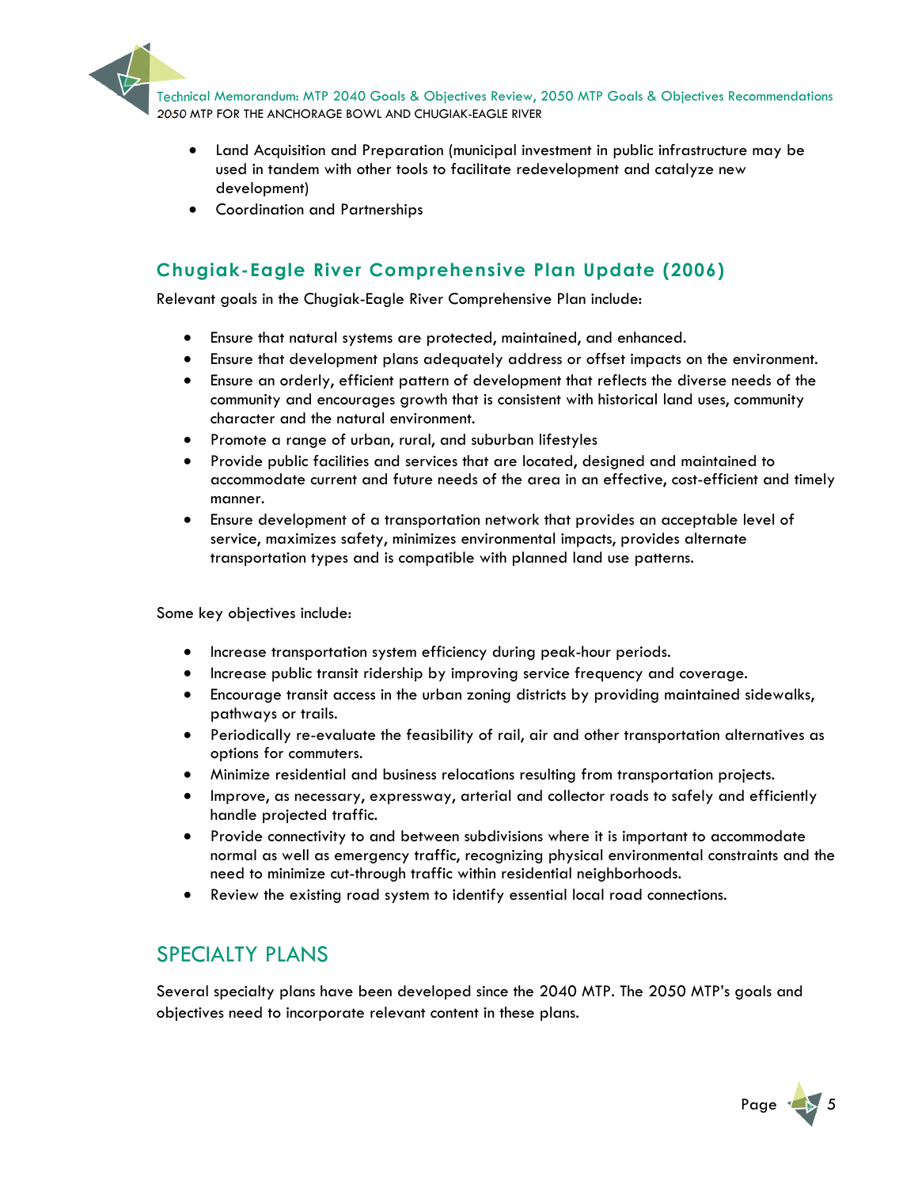- Land Acquisition and Preparation (municipal investment in public infrastructure may be used in tandem with other tools to facilitate redevelopment and catalyze new development)
- Coordination and Partnerships

### Chugiak-Eagle River Comprehensive Plan Update (2006)

Relevant goals in the Chugiak-Eagle River Comprehensive Plan include:

- Ensure that natural systems are protected, maintained, and enhanced.
- Ensure that development plans adequately address or offset impacts on the environment.
- Ensure an orderly, efficient pattern of development that reflects the diverse needs of the community and encourages growth that is consistent with historical land uses, community character and the natural environment.
- Promote a range of urban, rural, and suburban lifestyles
- Provide public facilities and services that are located, designed and maintained to accommodate current and future needs of the area in an effective, cost-efficient and timely manner.
- Ensure development of a transportation network that provides an acceptable level of service, maximizes safety, minimizes environmental impacts, provides alternate transportation types and is compatible with planned land use patterns.

Some key objectives include:

- Increase transportation system efficiency during peak-hour periods.
- Increase public transit ridership by improving service frequency and coverage.
- Encourage transit access in the urban zoning districts by providing maintained sidewalks, pathways or trails.
- Periodically re-evaluate the feasibility of rail, air and other transportation alternatives as options for commuters.
- Minimize residential and business relocations resulting from transportation projects.
- Improve, as necessary, expressway, arterial and collector roads to safely and efficiently handle projected traffic.
- Provide connectivity to and between subdivisions where it is important to accommodate normal as well as emergency traffic, recognizing physical environmental constraints and the need to minimize cut-through traffic within residential neighborhoods.
- Review the existing road system to identify essential local road connections.

## SPECIALTY PLANS

Several specialty plans have been developed since the 2040 MTP. The 2050 MTP's goals and objectives need to incorporate relevant content in these plans.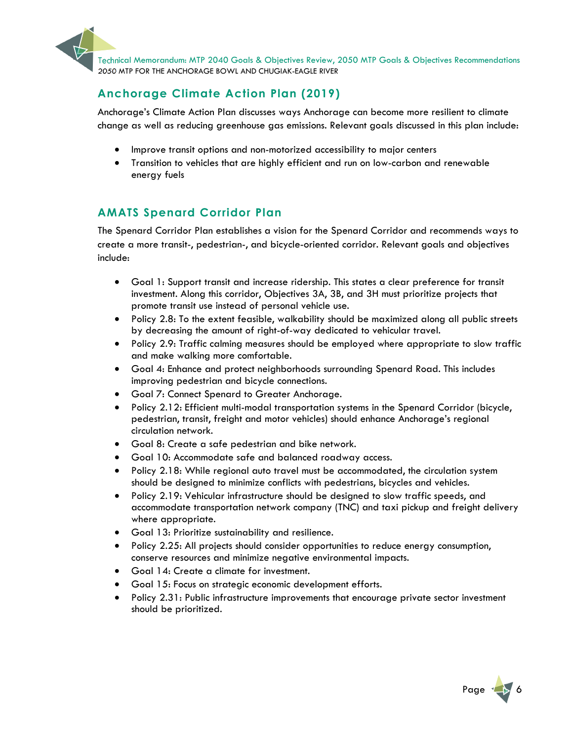## Anchorage Climate Action Plan (2019)

Anchorage's Climate Action Plan discusses ways Anchorage can become more resilient to climate change as well as reducing greenhouse gas emissions. Relevant goals discussed in this plan include:

- Improve transit options and non-motorized accessibility to major centers
- Transition to vehicles that are highly efficient and run on low-carbon and renewable energy fuels

## AMATS Spenard Corridor Plan

The Spenard Corridor Plan establishes a vision for the Spenard Corridor and recommends ways to create a more transit-, pedestrian-, and bicycle-oriented corridor. Relevant goals and objectives include:

- Goal 1: Support transit and increase ridership. This states a clear preference for transit investment. Along this corridor, Objectives 3A, 3B, and 3H must prioritize projects that promote transit use instead of personal vehicle use.
- Policy 2.8: To the extent feasible, walkability should be maximized along all public streets by decreasing the amount of right-of-way dedicated to vehicular travel.
- Policy 2.9: Traffic calming measures should be employed where appropriate to slow traffic and make walking more comfortable.
- Goal 4: Enhance and protect neighborhoods surrounding Spenard Road. This includes improving pedestrian and bicycle connections.
- Goal 7: Connect Spenard to Greater Anchorage.
- Policy 2.12: Efficient multi-modal transportation systems in the Spenard Corridor (bicycle, pedestrian, transit, freight and motor vehicles) should enhance Anchorage's regional circulation network.
- Goal 8: Create a safe pedestrian and bike network.
- Goal 10: Accommodate safe and balanced roadway access.
- Policy 2.18: While regional auto travel must be accommodated, the circulation system should be designed to minimize conflicts with pedestrians, bicycles and vehicles.
- Policy 2.19: Vehicular infrastructure should be designed to slow traffic speeds, and accommodate transportation network company (TNC) and taxi pickup and freight delivery where appropriate.
- Goal 13: Prioritize sustainability and resilience.
- Policy 2.25: All projects should consider opportunities to reduce energy consumption, conserve resources and minimize negative environmental impacts.
- Goal 14: Create a climate for investment.
- Goal 15: Focus on strategic economic development efforts.
- Policy 2.31: Public infrastructure improvements that encourage private sector investment should be prioritized.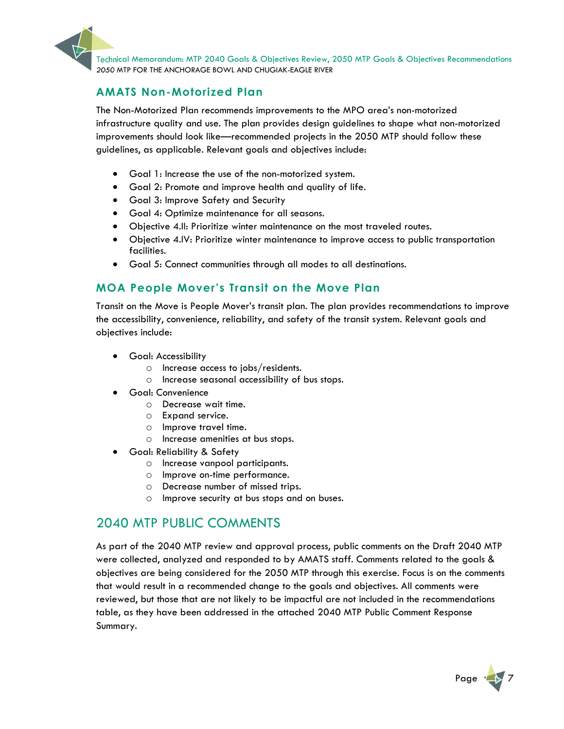## AMATS Non-Motorized Plan

The Non-Motorized Plan recommends improvements to the MPO area's non-motorized infrastructure quality and use. The plan provides design guidelines to shape what non-motorized improvements should look like—recommended projects in the 2050 MTP should follow these guidelines, as applicable. Relevant goals and objectives include:

- Goal 1: Increase the use of the non-motorized system.
- Goal 2: Promote and improve health and quality of life.
- Goal 3: Improve Safety and Security
- Goal 4: Optimize maintenance for all seasons.
- Objective 4.II: Prioritize winter maintenance on the most traveled routes.
- Objective 4.IV: Prioritize winter maintenance to improve access to public transportation facilities.
- Goal 5: Connect communities through all modes to all destinations.

## MOA People Mover's Transit on the Move Plan

Transit on the Move is People Mover's transit plan. The plan provides recommendations to improve the accessibility, convenience, reliability, and safety of the transit system. Relevant goals and objectives include:

- Goal: Accessibility
  - Increase access to jobs/residents.
  - Increase seasonal accessibility of bus stops.
- Goal: Convenience
  - Decrease wait time.
  - Expand service.
  - Improve travel time.
  - Increase amenities at bus stops.
- Goal: Reliability & Safety
  - Increase vanpool participants.
  - Improve on-time performance.
  - Decrease number of missed trips.
  - Improve security at bus stops and on buses.

# 2040 MTP PUBLIC COMMENTS

As part of the 2040 MTP review and approval process, public comments on the Draft 2040 MTP were collected, analyzed and responded to by AMATS staff. Comments related to the goals & objectives are being considered for the 2050 MTP through this exercise. Focus is on the comments that would result in a recommended change to the goals and objectives. All comments were reviewed, but those that are not likely to be impactful are not included in the recommendations table, as they have been addressed in the attached 2040 MTP Public Comment Response Summary.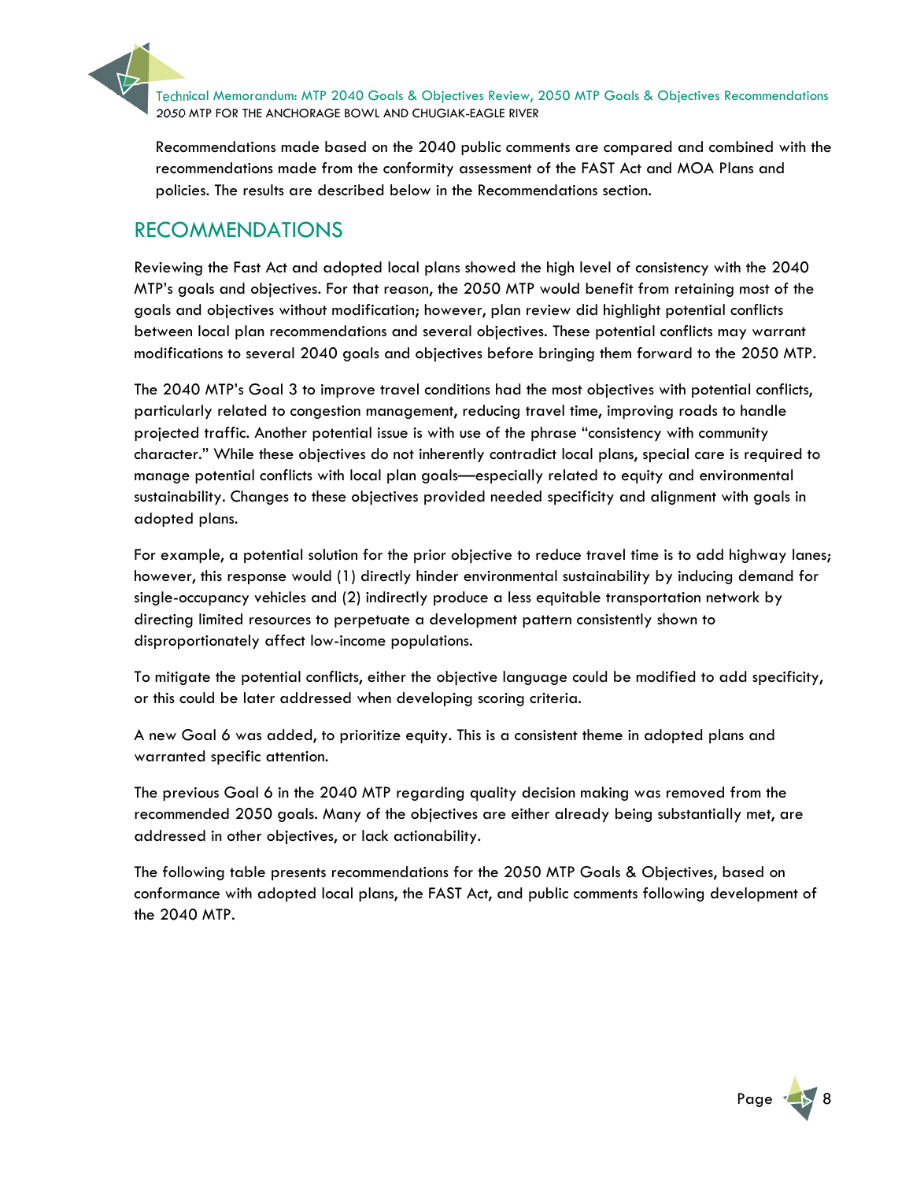Recommendations made based on the 2040 public comments are compared and combined with the recommendations made from the conformity assessment of the FAST Act and MOA Plans and policies. The results are described below in the Recommendations section.

## RECOMMENDATIONS

Reviewing the Fast Act and adopted local plans showed the high level of consistency with the 2040 MTP's goals and objectives. For that reason, the 2050 MTP would benefit from retaining most of the goals and objectives without modification; however, plan review did highlight potential conflicts between local plan recommendations and several objectives. These potential conflicts may warrant modifications to several 2040 goals and objectives before bringing them forward to the 2050 MTP.

The 2040 MTP's Goal 3 to improve travel conditions had the most objectives with potential conflicts, particularly related to congestion management, reducing travel time, improving roads to handle projected traffic. Another potential issue is with use of the phrase "consistency with community character." While these objectives do not inherently contradict local plans, special care is required to manage potential conflicts with local plan goals—especially related to equity and environmental sustainability. Changes to these objectives provided needed specificity and alignment with goals in adopted plans.

For example, a potential solution for the prior objective to reduce travel time is to add highway lanes; however, this response would (1) directly hinder environmental sustainability by inducing demand for single-occupancy vehicles and (2) indirectly produce a less equitable transportation network by directing limited resources to perpetuate a development pattern consistently shown to disproportionately affect low-income populations.

To mitigate the potential conflicts, either the objective language could be modified to add specificity, or this could be later addressed when developing scoring criteria.

A new Goal 6 was added, to prioritize equity. This is a consistent theme in adopted plans and warranted specific attention.

The previous Goal 6 in the 2040 MTP regarding quality decision making was removed from the recommended 2050 goals. Many of the objectives are either already being substantially met, are addressed in other objectives, or lack actionability.

The following table presents recommendations for the 2050 MTP Goals & Objectives, based on conformance with adopted local plans, the FAST Act, and public comments following development of the 2040 MTP.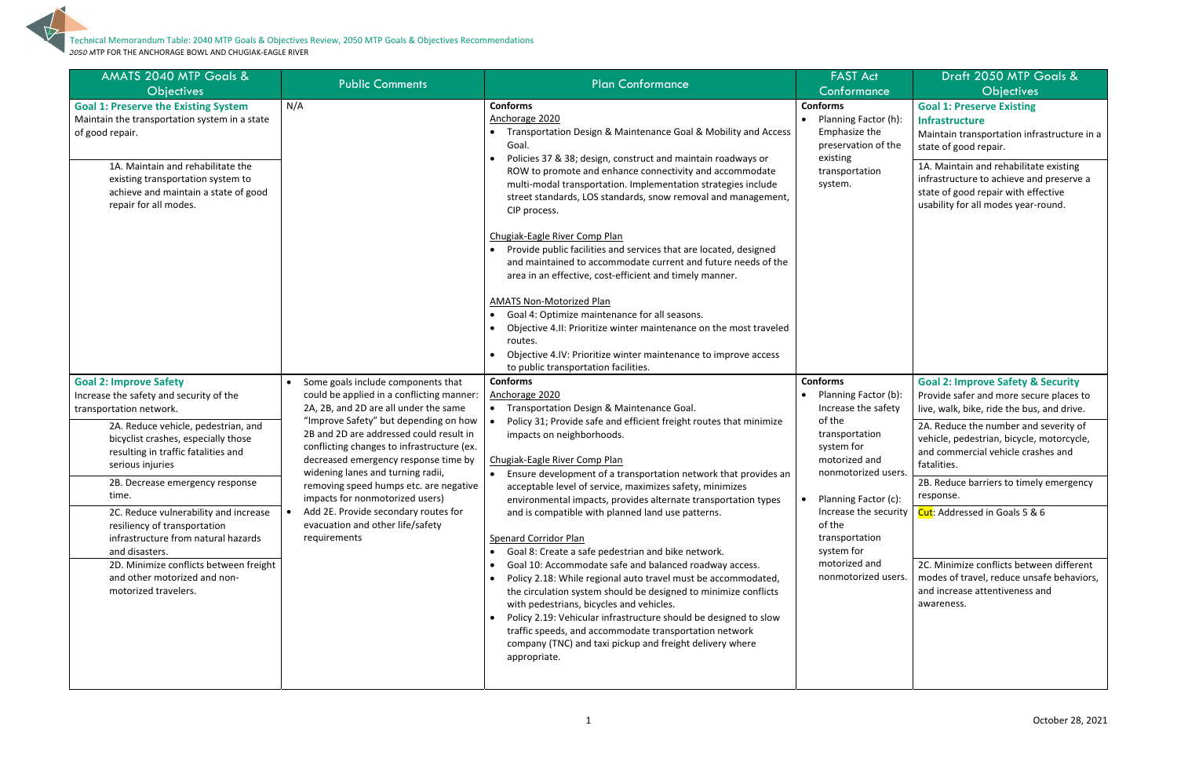Technical Memorandum Table: 2040 MTP Goals & Objectives Review, 2050 MTP Goals & Objectives Recommendations

*2050 MTP FOR THE ANCHORAGE BOWL AND CHUGIAK-EAGLE RIVER*

| AMATS 2040 MTP Goals & Objectives | Public Comments | Plan Conformance | FAST Act Conformance | Draft 2050 MTP Goals & Objectives |
|---|---|---|---|---|
| **Goal 1: Preserve the Existing System**<br>Maintain the transportation system in a state of good repair.<br><br>1A. Maintain and rehabilitate the existing transportation system to achieve and maintain a state of good repair for all modes. | N/A | **Conforms**<br>Anchorage 2020<br>• Transportation Design & Maintenance Goal & Mobility and Access Goal.<br>• Policies 37 & 38; design, construct and maintain roadways or ROW to promote and enhance connectivity and accommodate multi-modal transportation. Implementation strategies include street standards, LOS standards, snow removal and management, CIP process.<br><br>Chugiak-Eagle River Comp Plan<br>• Provide public facilities and services that are located, designed and maintained to accommodate current and future needs of the area in an effective, cost-efficient and timely manner.<br><br>AMATS Non-Motorized Plan<br>• Goal 4: Optimize maintenance for all seasons.<br>• Objective 4.II: Prioritize winter maintenance on the most traveled routes.<br>• Objective 4.IV: Prioritize winter maintenance to improve access to public transportation facilities. | **Conforms**<br>• Planning Factor (h): Emphasize the preservation of the existing transportation system. | **Goal 1: Preserve Existing Infrastructure**<br>Maintain transportation infrastructure in a state of good repair.<br><br>1A. Maintain and rehabilitate existing infrastructure to achieve and preserve a state of good repair with effective usability for all modes year-round. |
| **Goal 2: Improve Safety**<br>Increase the safety and security of the transportation network.<br><br>2A. Reduce vehicle, pedestrian, and bicyclist crashes, especially those resulting in traffic fatalities and serious injuries<br><br>2B. Decrease emergency response time.<br><br>2C. Reduce vulnerability and increase resiliency of transportation infrastructure from natural hazards and disasters.<br><br>2D. Minimize conflicts between freight and other motorized and non-motorized travelers. | • Some goals include components that could be applied in a conflicting manner: 2A, 2B, and 2D are all under the same "Improve Safety" but depending on how 2B and 2D are addressed could result in conflicting changes to infrastructure (ex. decreased emergency response time by widening lanes and turning radii, removing speed humps etc. are negative impacts for nonmotorized users)<br>• Add 2E. Provide secondary routes for evacuation and other life/safety requirements | **Conforms**<br>Anchorage 2020<br>• Transportation Design & Maintenance Goal.<br>• Policy 31; Provide safe and efficient freight routes that minimize impacts on neighborhoods.<br><br>Chugiak-Eagle River Comp Plan<br>• Ensure development of a transportation network that provides an acceptable level of service, maximizes safety, minimizes environmental impacts, provides alternate transportation types and is compatible with planned land use patterns.<br><br>Spenard Corridor Plan<br>• Goal 8: Create a safe pedestrian and bike network.<br>• Goal 10: Accommodate safe and balanced roadway access.<br>• Policy 2.18: While regional auto travel must be accommodated, the circulation system should be designed to minimize conflicts with pedestrians, bicycles and vehicles.<br>• Policy 2.19: Vehicular infrastructure should be designed to slow traffic speeds, and accommodate transportation network company (TNC) and taxi pickup and freight delivery where appropriate. | **Conforms**<br>• Planning Factor (b): Increase the safety of the transportation system for motorized and nonmotorized users.<br>• Planning Factor (c): Increase the security of the transportation system for motorized and nonmotorized users. | **Goal 2: Improve Safety & Security**<br>Provide safer and more secure places to live, walk, bike, ride the bus, and drive.<br><br>2A. Reduce the number and severity of vehicle, pedestrian, bicycle, motorcycle, and commercial vehicle crashes and fatalities.<br><br>2B. Reduce barriers to timely emergency response.<br><br>Cut: Addressed in Goals 5 & 6<br><br>2C. Minimize conflicts between different modes of travel, reduce unsafe behaviors, and increase attentiveness and awareness. |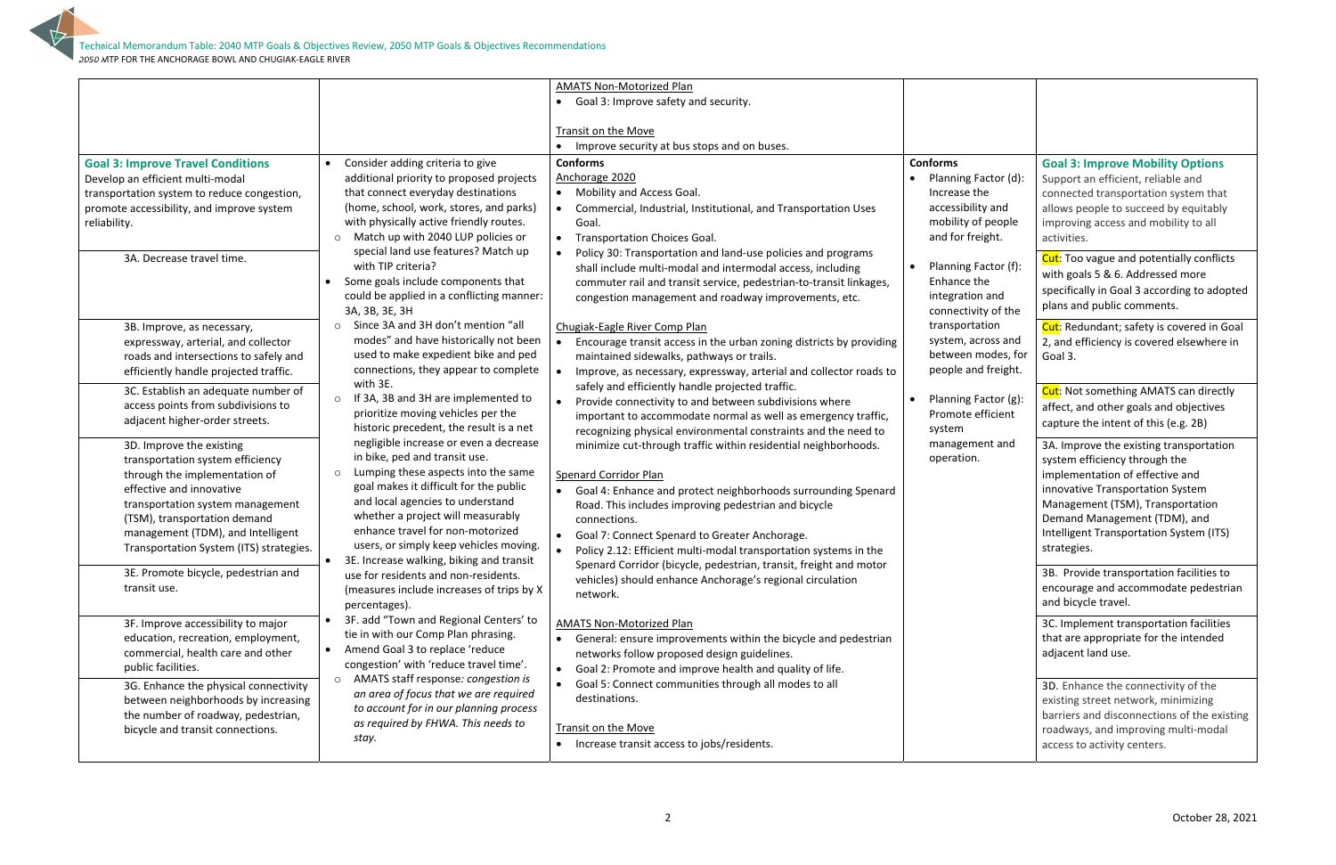| | | | | |
|---|---|---|---|---|
| | | AMATS Non-Motorized Plan<br>• Goal 3: Improve safety and security.<br><br>Transit on the Move<br>• Improve security at bus stops and on buses. | | |
| **Goal 3: Improve Travel Conditions**<br>Develop an efficient multi-modal transportation system to reduce congestion, promote accessibility, and improve system reliability. | • Consider adding criteria to give additional priority to proposed projects that connect everyday destinations (home, school, work, stores, and parks) with physically active friendly routes.<br>○ Match up with 2040 LUP policies or special land use features? Match up with TIP criteria?<br>• Some goals include components that could be applied in a conflicting manner: 3A, 3B, 3E, 3H<br>○ Since 3A and 3H don't mention "all modes" and have historically not been used to make expedient bike and ped connections, they appear to complete with 3E.<br>○ If 3A, 3B and 3H are implemented to prioritize moving vehicles per the historic precedent, the result is a net negligible increase or even a decrease in bike, ped and transit use.<br>○ Lumping these aspects into the same goal makes it difficult for the public and local agencies to understand whether a project will measurably enhance travel for non-motorized users, or simply keep vehicles moving.<br>• 3E. Increase walking, biking and transit use for residents and non-residents. (measures include increases of trips by X percentages).<br>• 3F. add "Town and Regional Centers' to tie in with our Comp Plan phrasing.<br>• Amend Goal 3 to replace 'reduce congestion' with 'reduce travel time'.<br>○ AMATS staff response: *congestion is an area of focus that we are required to account for in our planning process as required by FHWA. This needs to stay.* | **Conforms**<br>Anchorage 2020<br>• Mobility and Access Goal.<br>• Commercial, Industrial, Institutional, and Transportation Uses Goal.<br>• Transportation Choices Goal.<br>• Policy 30: Transportation and land-use policies and programs shall include multi-modal and intermodal access, including commuter rail and transit service, pedestrian-to-transit linkages, congestion management and roadway improvements, etc.<br><br>Chugiak-Eagle River Comp Plan<br>• Encourage transit access in the urban zoning districts by providing maintained sidewalks, pathways or trails.<br>• Improve, as necessary, expressway, arterial and collector roads to safely and efficiently handle projected traffic.<br>• Provide connectivity to and between subdivisions where important to accommodate normal as well as emergency traffic, recognizing physical environmental constraints and the need to minimize cut-through traffic within residential neighborhoods.<br><br>Spenard Corridor Plan<br>• Goal 4: Enhance and protect neighborhoods surrounding Spenard Road. This includes improving pedestrian and bicycle connections.<br>• Goal 7: Connect Spenard to Greater Anchorage.<br>• Policy 2.12: Efficient multi-modal transportation systems in the Spenard Corridor (bicycle, pedestrian, transit, freight and motor vehicles) should enhance Anchorage's regional circulation network.<br><br>AMATS Non-Motorized Plan<br>• General: ensure improvements within the bicycle and pedestrian networks follow proposed design guidelines.<br>• Goal 2: Promote and improve health and quality of life.<br>• Goal 5: Connect communities through all modes to all destinations.<br><br>Transit on the Move<br>• Increase transit access to jobs/residents. | **Conforms**<br>• Planning Factor (d): Increase the accessibility and mobility of people and for freight.<br>• Planning Factor (f): Enhance the integration and connectivity of the transportation system, across and between modes, for people and freight.<br>• Planning Factor (g): Promote efficient system management and operation. | **Goal 3: Improve Mobility Options**<br>Support an efficient, reliable and connected transportation system that allows people to succeed by equitably improving access and mobility to all activities. |
| 3A. Decrease travel time. | | | | Cut: Too vague and potentially conflicts with goals 5 & 6. Addressed more specifically in Goal 3 according to adopted plans and public comments. |
| 3B. Improve, as necessary, expressway, arterial, and collector roads and intersections to safely and efficiently handle projected traffic. | | | | Cut: Redundant; safety is covered in Goal 2, and efficiency is covered elsewhere in Goal 3. |
| 3C. Establish an adequate number of access points from subdivisions to adjacent higher-order streets. | | | | Cut: Not something AMATS can directly affect, and other goals and objectives capture the intent of this (e.g. 2B) |
| 3D. Improve the existing transportation system efficiency through the implementation of effective and innovative transportation system management (TSM), transportation demand management (TDM), and Intelligent Transportation System (ITS) strategies. | | | | 3A. Improve the existing transportation system efficiency through the implementation of effective and innovative Transportation System Management (TSM), Transportation Demand Management (TDM), and Intelligent Transportation System (ITS) strategies. |
| 3E. Promote bicycle, pedestrian and transit use. | | | | 3B. Provide transportation facilities to encourage and accommodate pedestrian and bicycle travel. |
| 3F. Improve accessibility to major education, recreation, employment, commercial, health care and other public facilities. | | | | 3C. Implement transportation facilities that are appropriate for the intended adjacent land use. |
| 3G. Enhance the physical connectivity between neighborhoods by increasing the number of roadway, pedestrian, bicycle and transit connections. | | | | 3D. Enhance the connectivity of the existing street network, minimizing barriers and disconnections of the existing roadways, and improving multi-modal access to activity centers. |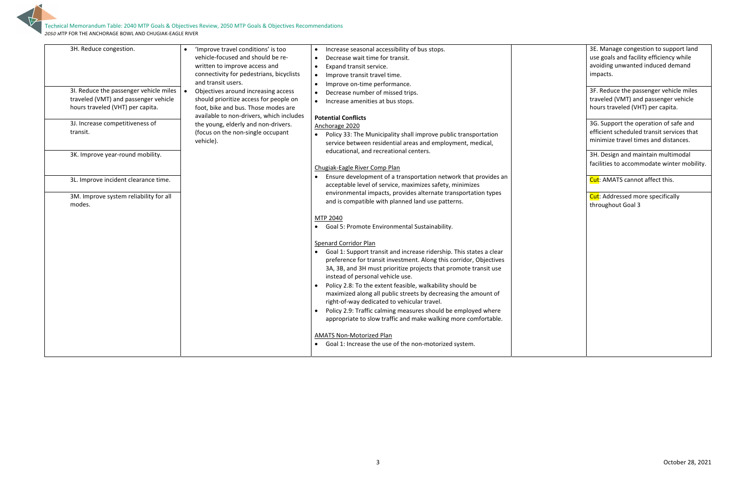| | | | | |
|---|---|---|---|---|
| 3H. Reduce congestion. | • 'Improve travel conditions' is too vehicle-focused and should be re-written to improve access and connectivity for pedestrians, bicyclists and transit users.<br>• Objectives around increasing access should prioritize access for people on foot, bike and bus. Those modes are available to non-drivers, which includes the young, elderly and non-drivers. (focus on the non-single occupant vehicle). | • Increase seasonal accessibility of bus stops.<br>• Decrease wait time for transit.<br>• Expand transit service.<br>• Improve transit travel time.<br>• Improve on-time performance.<br>• Decrease number of missed trips.<br>• Increase amenities at bus stops.<br><br>**Potential Conflicts**<br>Anchorage 2020<br>• Policy 33: The Municipality shall improve public transportation service between residential areas and employment, medical, educational, and recreational centers.<br><br>Chugiak-Eagle River Comp Plan<br>• Ensure development of a transportation network that provides an acceptable level of service, maximizes safety, minimizes environmental impacts, provides alternate transportation types and is compatible with planned land use patterns.<br><br>MTP 2040<br>• Goal 5: Promote Environmental Sustainability.<br><br>Spenard Corridor Plan<br>• Goal 1: Support transit and increase ridership. This states a clear preference for transit investment. Along this corridor, Objectives 3A, 3B, and 3H must prioritize projects that promote transit use instead of personal vehicle use.<br>• Policy 2.8: To the extent feasible, walkability should be maximized along all public streets by decreasing the amount of right-of-way dedicated to vehicular travel.<br>• Policy 2.9: Traffic calming measures should be employed where appropriate to slow traffic and make walking more comfortable.<br><br>AMATS Non-Motorized Plan<br>• Goal 1: Increase the use of the non-motorized system. | | 3E. Manage congestion to support land use goals and facility efficiency while avoiding unwanted induced demand impacts. |
| 3I. Reduce the passenger vehicle miles traveled (VMT) and passenger vehicle hours traveled (VHT) per capita. | | | | 3F. Reduce the passenger vehicle miles traveled (VMT) and passenger vehicle hours traveled (VHT) per capita. |
| 3J. Increase competitiveness of transit. | | | | 3G. Support the operation of safe and efficient scheduled transit services that minimize travel times and distances. |
| 3K. Improve year-round mobility. | | | | 3H. Design and maintain multimodal facilities to accommodate winter mobility. |
| 3L. Improve incident clearance time. | | | | Cut: AMATS cannot affect this. |
| 3M. Improve system reliability for all modes. | | | | Cut: Addressed more specifically throughout Goal 3 |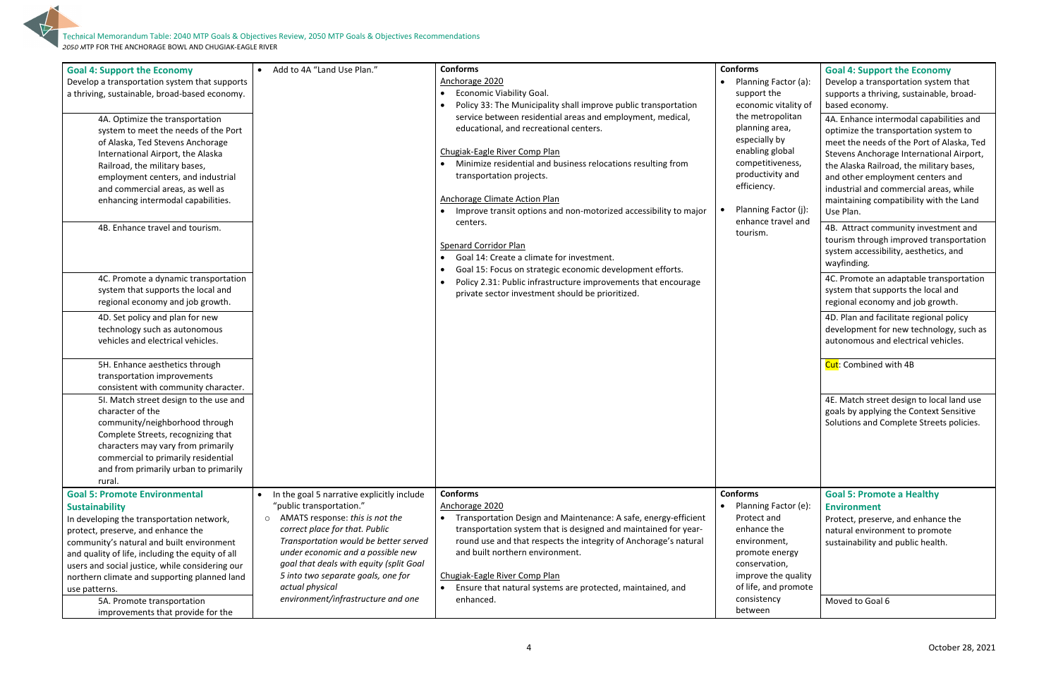| 2040 MTP Goals & Objectives | Comments | Local Plans | Federal Planning Factors | 2050 MTP Goals & Objectives Recommendations |
|---|---|---|---|---|
| **Goal 4: Support the Economy**<br>Develop a transportation system that supports a thriving, sustainable, broad-based economy. | • Add to 4A "Land Use Plan." | **Conforms**<br>Anchorage 2020<br>• Economic Viability Goal.<br>• Policy 33: The Municipality shall improve public transportation service between residential areas and employment, medical, educational, and recreational centers.<br><br>Chugiak-Eagle River Comp Plan<br>• Minimize residential and business relocations resulting from transportation projects.<br><br>Anchorage Climate Action Plan<br>• Improve transit options and non-motorized accessibility to major centers.<br><br>Spenard Corridor Plan<br>• Goal 14: Create a climate for investment.<br>• Goal 15: Focus on strategic economic development efforts.<br>• Policy 2.31: Public infrastructure improvements that encourage private sector investment should be prioritized. | **Conforms**<br>• Planning Factor (a): support the economic vitality of the metropolitan planning area, especially by enabling global competitiveness, productivity and efficiency.<br>• Planning Factor (j): enhance travel and tourism. | **Goal 4: Support the Economy**<br>Develop a transportation system that supports a thriving, sustainable, broad-based economy. |
| 4A. Optimize the transportation system to meet the needs of the Port of Alaska, Ted Stevens Anchorage International Airport, the Alaska Railroad, the military bases, employment centers, and industrial and commercial areas, as well as enhancing intermodal capabilities. | | | | 4A. Enhance intermodal capabilities and optimize the transportation system to meet the needs of the Port of Alaska, Ted Stevens Anchorage International Airport, the Alaska Railroad, the military bases, and other employment centers and industrial and commercial areas, while maintaining compatibility with the Land Use Plan. |
| 4B. Enhance travel and tourism. | | | | 4B. Attract community investment and tourism through improved transportation system accessibility, aesthetics, and wayfinding. |
| 4C. Promote a dynamic transportation system that supports the local and regional economy and job growth. | | | | 4C. Promote an adaptable transportation system that supports the local and regional economy and job growth. |
| 4D. Set policy and plan for new technology such as autonomous vehicles and electrical vehicles. | | | | 4D. Plan and facilitate regional policy development for new technology, such as autonomous and electrical vehicles. |
| 5H. Enhance aesthetics through transportation improvements consistent with community character. | | | | Cut: Combined with 4B |
| 5I. Match street design to the use and character of the community/neighborhood through Complete Streets, recognizing that characters may vary from primarily commercial to primarily residential and from primarily urban to primarily rural. | | | | 4E. Match street design to local land use goals by applying the Context Sensitive Solutions and Complete Streets policies. |
| **Goal 5: Promote Environmental Sustainability**<br>In developing the transportation network, protect, preserve, and enhance the community's natural and built environment and quality of life, including the equity of all users and social justice, while considering our northern climate and supporting planned land use patterns. | • In the goal 5 narrative explicitly include "public transportation."<br>  ○ AMATS response: *this is not the correct place for that. Public Transportation would be better served under economic and a possible new goal that deals with equity (split Goal 5 into two separate goals, one for actual physical environment/infrastructure and one* | **Conforms**<br>Anchorage 2020<br>• Transportation Design and Maintenance: A safe, energy-efficient transportation system that is designed and maintained for year-round use and that respects the integrity of Anchorage's natural and built northern environment.<br><br>Chugiak-Eagle River Comp Plan<br>• Ensure that natural systems are protected, maintained, and enhanced. | **Conforms**<br>• Planning Factor (e): Protect and enhance the environment, promote energy conservation, improve the quality of life, and promote consistency between | **Goal 5: Promote a Healthy Environment**<br>Protect, preserve, and enhance the natural environment to promote sustainability and public health. |
| 5A. Promote transportation improvements that provide for the | | | | Moved to Goal 6 |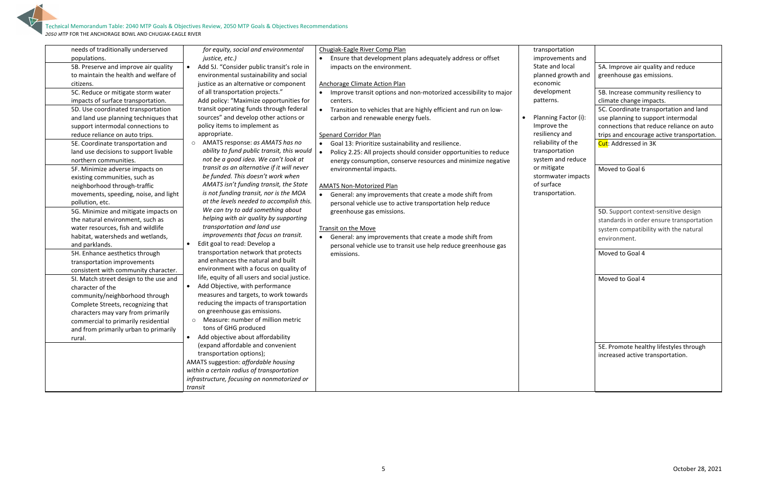| | | | | |
|---|---|---|---|---|
| needs of traditionally underserved populations. | *for equity, social and environmental justice, etc.)* | Chugiak-Eagle River Comp Plan<br>• Ensure that development plans adequately address or offset impacts on the environment.<br><br>Anchorage Climate Action Plan<br>• Improve transit options and non-motorized accessibility to major centers.<br>• Transition to vehicles that are highly efficient and run on low-carbon and renewable energy fuels.<br><br>Spenard Corridor Plan<br>• Goal 13: Prioritize sustainability and resilience.<br>• Policy 2.25: All projects should consider opportunities to reduce energy consumption, conserve resources and minimize negative environmental impacts.<br><br>AMATS Non-Motorized Plan<br>• General: any improvements that create a mode shift from personal vehicle use to active transportation help reduce greenhouse gas emissions.<br><br>Transit on the Move<br>• General: any improvements that create a mode shift from personal vehicle use to transit use help reduce greenhouse gas emissions. | transportation improvements and State and local planned growth and economic development patterns.<br><br>• Planning Factor (i): Improve the resiliency and reliability of the transportation system and reduce or mitigate stormwater impacts of surface transportation. | |
| 5B. Preserve and improve air quality to maintain the health and welfare of citizens. | • Add 5J. "Consider public transit's role in environmental sustainability and social justice as an alternative or component of all transportation projects."<br>Add policy: "Maximize opportunities for transit operating funds through federal sources" and develop other actions or policy items to implement as appropriate.<br>○ AMATS response: *as AMATS has no ability to fund public transit, this would not be a good idea. We can't look at transit as an alternative if it will never be funded. This doesn't work when AMATS isn't funding transit, the State is not funding transit, nor is the MOA at the levels needed to accomplish this. We can try to add something about helping with air quality by supporting transportation and land use improvements that focus on transit.*<br>• Edit goal to read: Develop a transportation network that protects and enhances the natural and built environment with a focus on quality of life, equity of all users and social justice.<br>• Add Objective, with performance measures and targets, to work towards reducing the impacts of transportation on greenhouse gas emissions.<br>○ Measure: number of million metric tons of GHG produced<br>• Add objective about affordability (expand affordable and convenient transportation options);<br>AMATS suggestion: *affordable housing within a certain radius of transportation infrastructure, focusing on nonmotorized or transit* | | | 5A. Improve air quality and reduce greenhouse gas emissions. |
| 5C. Reduce or mitigate storm water impacts of surface transportation. | | | | 5B. Increase community resiliency to climate change impacts. |
| 5D. Use coordinated transportation and land use planning techniques that support intermodal connections to reduce reliance on auto trips. | | | | 5C. Coordinate transportation and land use planning to support intermodal connections that reduce reliance on auto trips and encourage active transportation. |
| 5E. Coordinate transportation and land use decisions to support livable northern communities. | | | | Cut: Addressed in 3K |
| 5F. Minimize adverse impacts on existing communities, such as neighborhood through-traffic movements, speeding, noise, and light pollution, etc. | | | | Moved to Goal 6 |
| 5G. Minimize and mitigate impacts on the natural environment, such as water resources, fish and wildlife habitat, watersheds and wetlands, and parklands. | | | | 5D. Support context-sensitive design standards in order ensure transportation system compatibility with the natural environment. |
| 5H. Enhance aesthetics through transportation improvements consistent with community character. | | | | Moved to Goal 4 |
| 5I. Match street design to the use and character of the community/neighborhood through Complete Streets, recognizing that characters may vary from primarily commercial to primarily residential and from primarily urban to primarily rural. | | | | Moved to Goal 4 |
| | | | | 5E. Promote healthy lifestyles through increased active transportation. |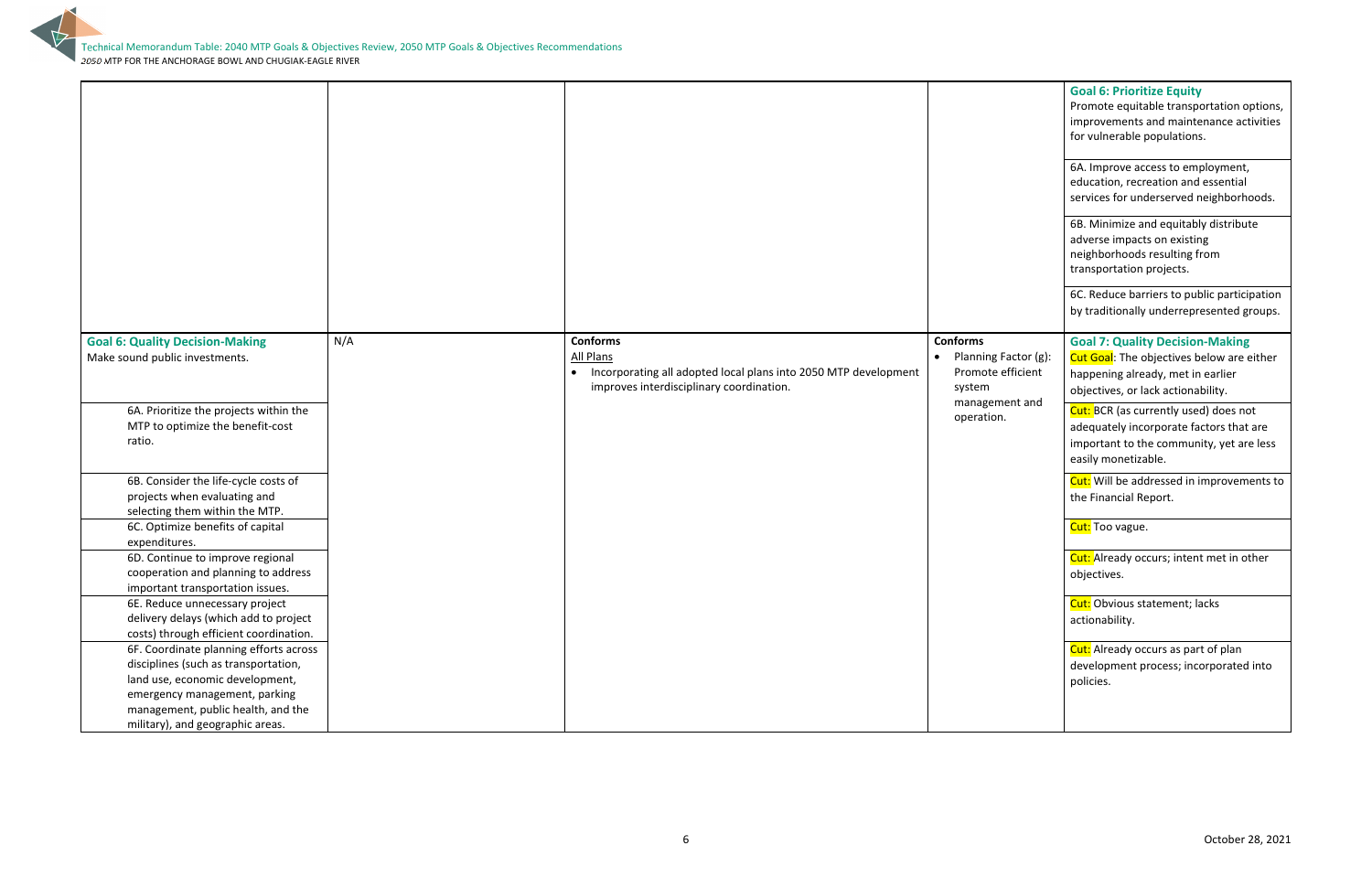| | | | | |
|---|---|---|---|---|
| | | | | **Goal 6: Prioritize Equity**<br>Promote equitable transportation options, improvements and maintenance activities for vulnerable populations. |
| | | | | 6A. Improve access to employment, education, recreation and essential services for underserved neighborhoods. |
| | | | | 6B. Minimize and equitably distribute adverse impacts on existing neighborhoods resulting from transportation projects. |
| | | | | 6C. Reduce barriers to public participation by traditionally underrepresented groups. |
| **Goal 6: Quality Decision-Making**<br>Make sound public investments. | N/A | **Conforms**<br>All Plans<br>• Incorporating all adopted local plans into 2050 MTP development improves interdisciplinary coordination. | **Conforms**<br>• Planning Factor (g): Promote efficient system management and operation. | **Goal 7: Quality Decision-Making**<br>Cut Goal: The objectives below are either happening already, met in earlier objectives, or lack actionability. |
| 6A. Prioritize the projects within the MTP to optimize the benefit-cost ratio. | | | | Cut: BCR (as currently used) does not adequately incorporate factors that are important to the community, yet are less easily monetizable. |
| 6B. Consider the life-cycle costs of projects when evaluating and selecting them within the MTP. | | | | Cut: Will be addressed in improvements to the Financial Report. |
| 6C. Optimize benefits of capital expenditures. | | | | Cut: Too vague. |
| 6D. Continue to improve regional cooperation and planning to address important transportation issues. | | | | Cut: Already occurs; intent met in other objectives. |
| 6E. Reduce unnecessary project delivery delays (which add to project costs) through efficient coordination. | | | | Cut: Obvious statement; lacks actionability. |
| 6F. Coordinate planning efforts across disciplines (such as transportation, land use, economic development, emergency management, parking management, public health, and the military), and geographic areas. | | | | Cut: Already occurs as part of plan development process; incorporated into policies. |